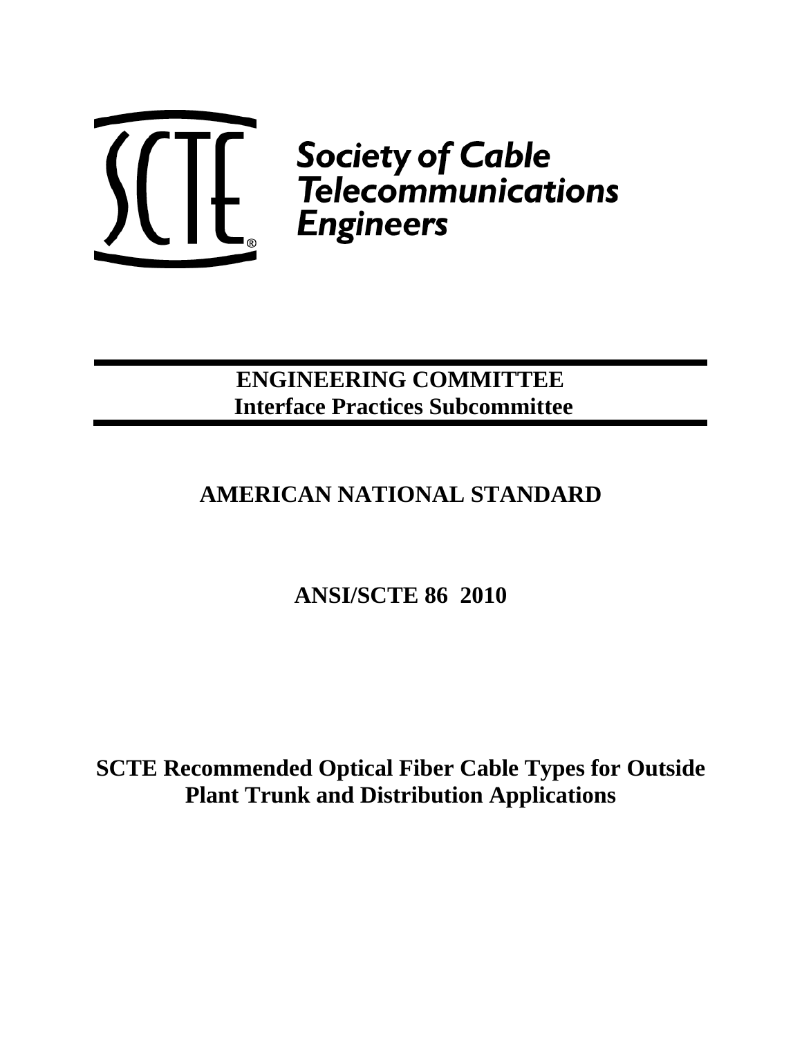SCTE®

Society of Cable Telecommunications Engineers

**ENGINEERING COMMITTEE**
**Interface Practices Subcommittee**

## AMERICAN NATIONAL STANDARD

## ANSI/SCTE 86 2010

# SCTE Recommended Optical Fiber Cable Types for Outside Plant Trunk and Distribution Applications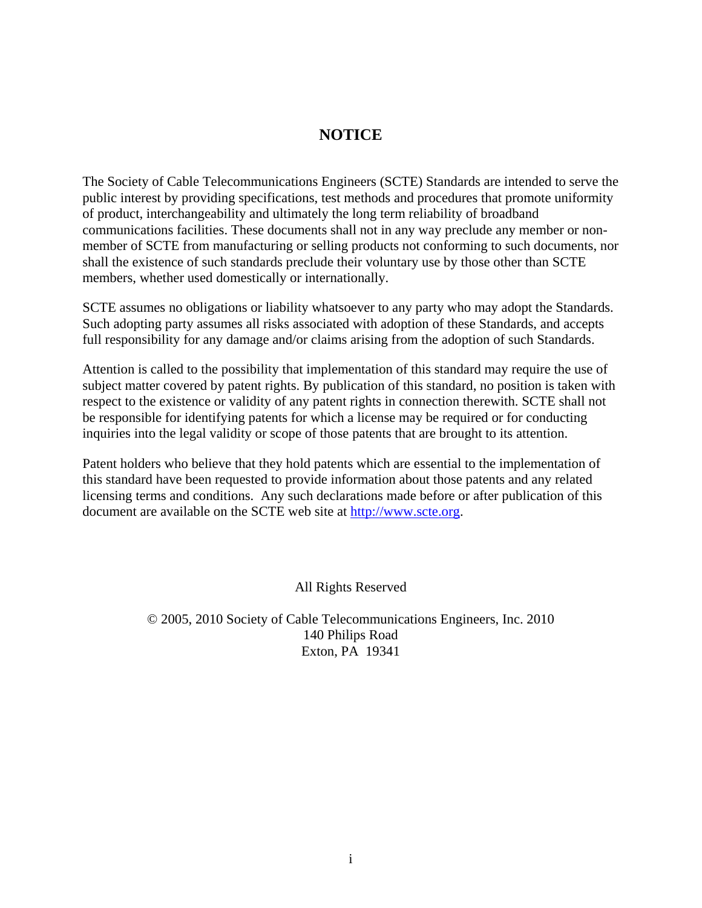# NOTICE

The Society of Cable Telecommunications Engineers (SCTE) Standards are intended to serve the public interest by providing specifications, test methods and procedures that promote uniformity of product, interchangeability and ultimately the long term reliability of broadband communications facilities. These documents shall not in any way preclude any member or non-member of SCTE from manufacturing or selling products not conforming to such documents, nor shall the existence of such standards preclude their voluntary use by those other than SCTE members, whether used domestically or internationally.

SCTE assumes no obligations or liability whatsoever to any party who may adopt the Standards. Such adopting party assumes all risks associated with adoption of these Standards, and accepts full responsibility for any damage and/or claims arising from the adoption of such Standards.

Attention is called to the possibility that implementation of this standard may require the use of subject matter covered by patent rights. By publication of this standard, no position is taken with respect to the existence or validity of any patent rights in connection therewith. SCTE shall not be responsible for identifying patents for which a license may be required or for conducting inquiries into the legal validity or scope of those patents that are brought to its attention.

Patent holders who believe that they hold patents which are essential to the implementation of this standard have been requested to provide information about those patents and any related licensing terms and conditions. Any such declarations made before or after publication of this document are available on the SCTE web site at http://www.scte.org.

All Rights Reserved

© 2005, 2010 Society of Cable Telecommunications Engineers, Inc. 2010
140 Philips Road
Exton, PA 19341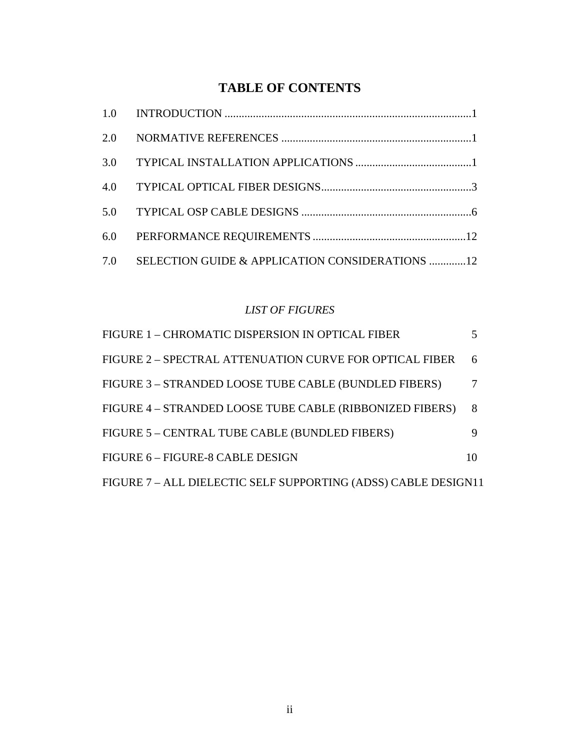# TABLE OF CONTENTS

| | | |
|---|---|---|
| 1.0 | INTRODUCTION | 1 |
| 2.0 | NORMATIVE REFERENCES | 1 |
| 3.0 | TYPICAL INSTALLATION APPLICATIONS | 1 |
| 4.0 | TYPICAL OPTICAL FIBER DESIGNS | 3 |
| 5.0 | TYPICAL OSP CABLE DESIGNS | 6 |
| 6.0 | PERFORMANCE REQUIREMENTS | 12 |
| 7.0 | SELECTION GUIDE & APPLICATION CONSIDERATIONS | 12 |

*LIST OF FIGURES*

| | |
|---|---|
| FIGURE 1 – CHROMATIC DISPERSION IN OPTICAL FIBER | 5 |
| FIGURE 2 – SPECTRAL ATTENUATION CURVE FOR OPTICAL FIBER | 6 |
| FIGURE 3 – STRANDED LOOSE TUBE CABLE (BUNDLED FIBERS) | 7 |
| FIGURE 4 – STRANDED LOOSE TUBE CABLE (RIBBONIZED FIBERS) | 8 |
| FIGURE 5 – CENTRAL TUBE CABLE (BUNDLED FIBERS) | 9 |
| FIGURE 6 – FIGURE-8 CABLE DESIGN | 10 |
| FIGURE 7 – ALL DIELECTIC SELF SUPPORTING (ADSS) CABLE DESIGN | 11 |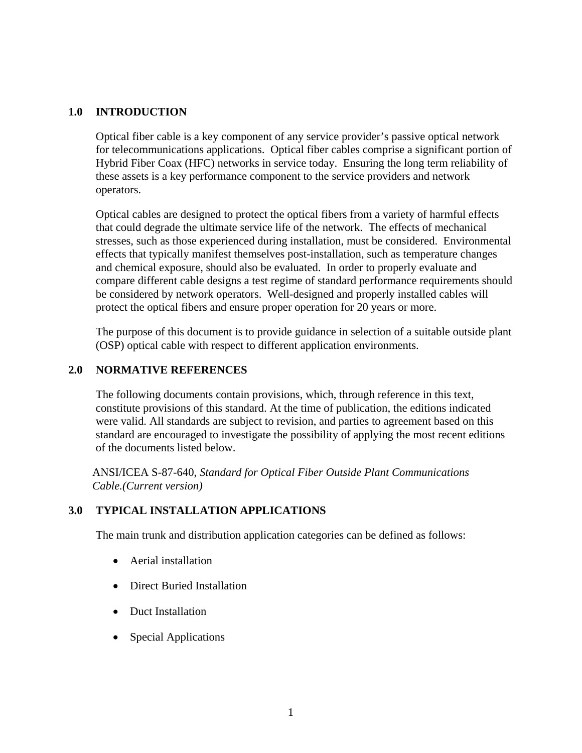## 1.0 INTRODUCTION

Optical fiber cable is a key component of any service provider's passive optical network for telecommunications applications. Optical fiber cables comprise a significant portion of Hybrid Fiber Coax (HFC) networks in service today. Ensuring the long term reliability of these assets is a key performance component to the service providers and network operators.

Optical cables are designed to protect the optical fibers from a variety of harmful effects that could degrade the ultimate service life of the network. The effects of mechanical stresses, such as those experienced during installation, must be considered. Environmental effects that typically manifest themselves post-installation, such as temperature changes and chemical exposure, should also be evaluated. In order to properly evaluate and compare different cable designs a test regime of standard performance requirements should be considered by network operators. Well-designed and properly installed cables will protect the optical fibers and ensure proper operation for 20 years or more.

The purpose of this document is to provide guidance in selection of a suitable outside plant (OSP) optical cable with respect to different application environments.

## 2.0 NORMATIVE REFERENCES

The following documents contain provisions, which, through reference in this text, constitute provisions of this standard. At the time of publication, the editions indicated were valid. All standards are subject to revision, and parties to agreement based on this standard are encouraged to investigate the possibility of applying the most recent editions of the documents listed below.

ANSI/ICEA S-87-640, *Standard for Optical Fiber Outside Plant Communications Cable.(Current version)*

## 3.0 TYPICAL INSTALLATION APPLICATIONS

The main trunk and distribution application categories can be defined as follows:

- Aerial installation
- Direct Buried Installation
- Duct Installation
- Special Applications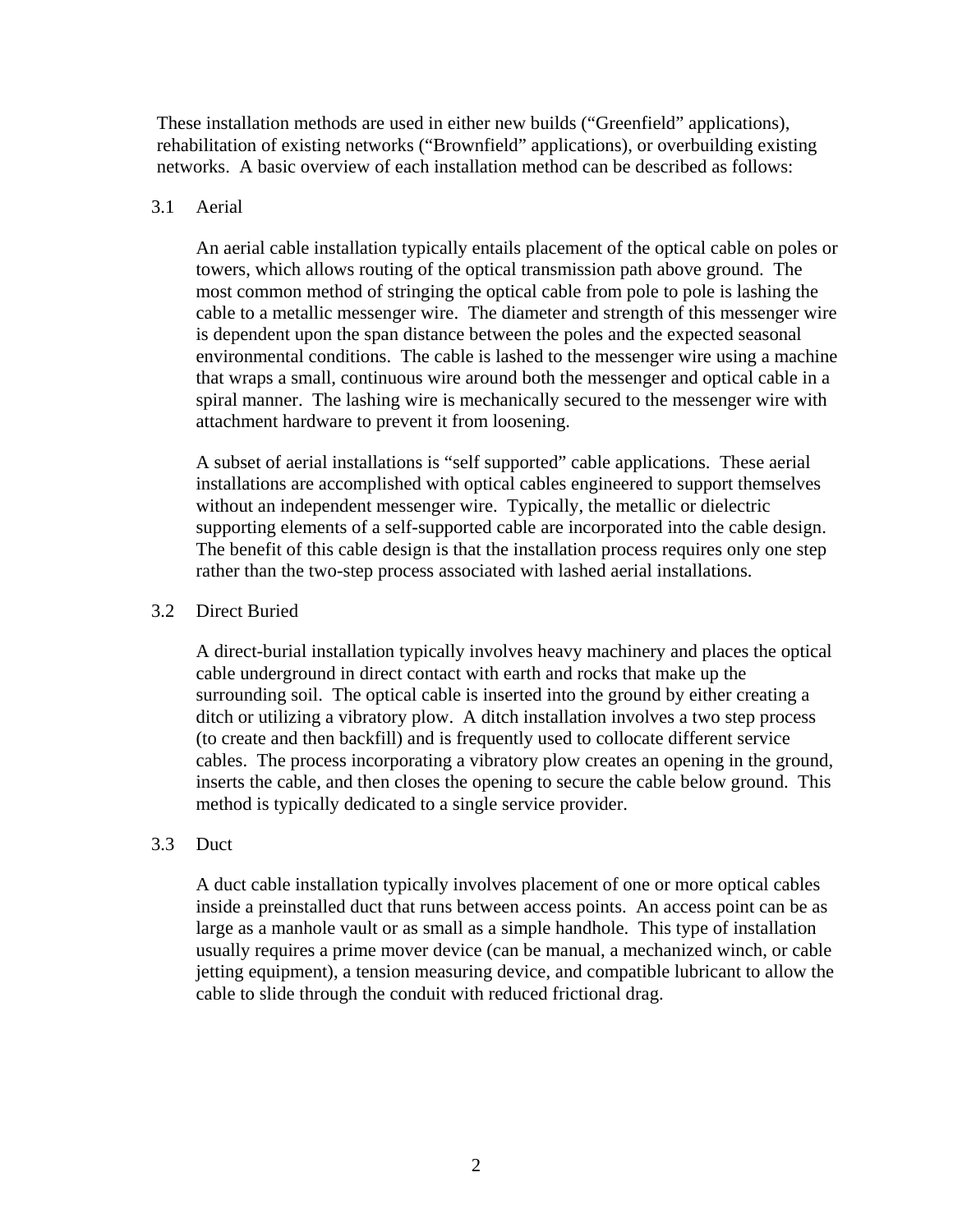These installation methods are used in either new builds (“Greenfield” applications), rehabilitation of existing networks (“Brownfield” applications), or overbuilding existing networks. A basic overview of each installation method can be described as follows:

## 3.1 Aerial

An aerial cable installation typically entails placement of the optical cable on poles or towers, which allows routing of the optical transmission path above ground. The most common method of stringing the optical cable from pole to pole is lashing the cable to a metallic messenger wire. The diameter and strength of this messenger wire is dependent upon the span distance between the poles and the expected seasonal environmental conditions. The cable is lashed to the messenger wire using a machine that wraps a small, continuous wire around both the messenger and optical cable in a spiral manner. The lashing wire is mechanically secured to the messenger wire with attachment hardware to prevent it from loosening.

A subset of aerial installations is “self supported” cable applications. These aerial installations are accomplished with optical cables engineered to support themselves without an independent messenger wire. Typically, the metallic or dielectric supporting elements of a self-supported cable are incorporated into the cable design. The benefit of this cable design is that the installation process requires only one step rather than the two-step process associated with lashed aerial installations.

## 3.2 Direct Buried

A direct-burial installation typically involves heavy machinery and places the optical cable underground in direct contact with earth and rocks that make up the surrounding soil. The optical cable is inserted into the ground by either creating a ditch or utilizing a vibratory plow. A ditch installation involves a two step process (to create and then backfill) and is frequently used to collocate different service cables. The process incorporating a vibratory plow creates an opening in the ground, inserts the cable, and then closes the opening to secure the cable below ground. This method is typically dedicated to a single service provider.

## 3.3 Duct

A duct cable installation typically involves placement of one or more optical cables inside a preinstalled duct that runs between access points. An access point can be as large as a manhole vault or as small as a simple handhole. This type of installation usually requires a prime mover device (can be manual, a mechanized winch, or cable jetting equipment), a tension measuring device, and compatible lubricant to allow the cable to slide through the conduit with reduced frictional drag.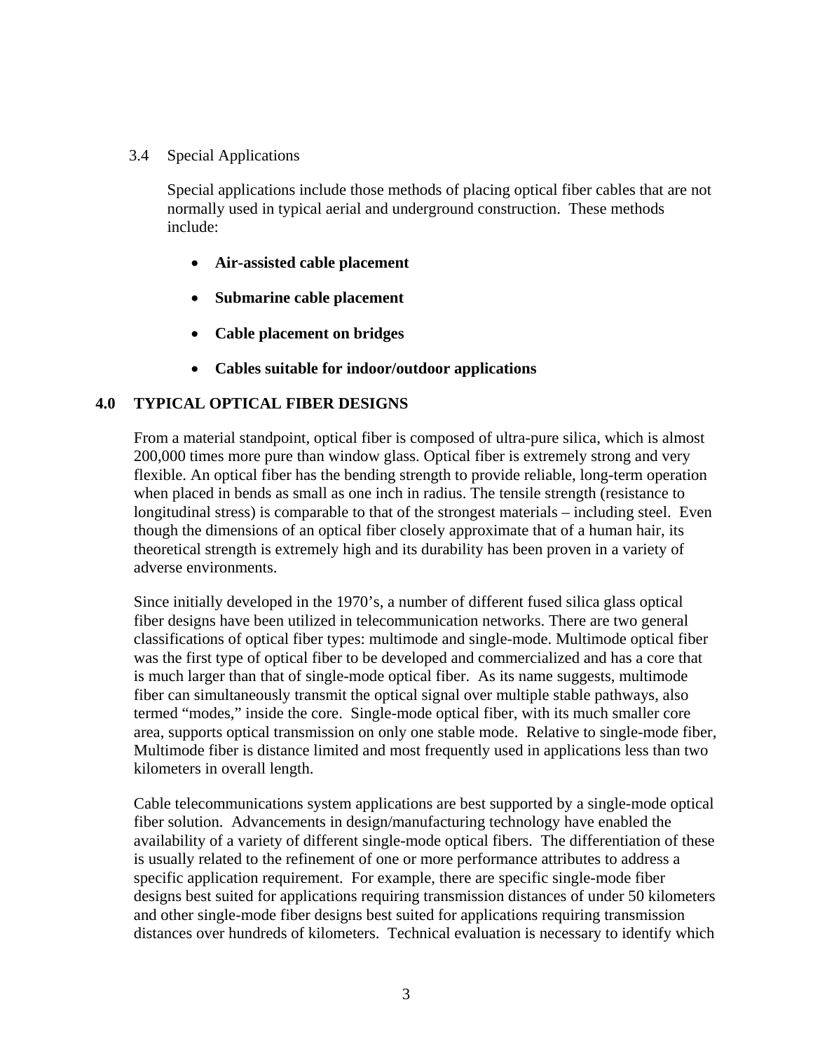### 3.4 Special Applications

Special applications include those methods of placing optical fiber cables that are not normally used in typical aerial and underground construction. These methods include:

- **Air-assisted cable placement**
- **Submarine cable placement**
- **Cable placement on bridges**
- **Cables suitable for indoor/outdoor applications**

## 4.0 TYPICAL OPTICAL FIBER DESIGNS

From a material standpoint, optical fiber is composed of ultra-pure silica, which is almost 200,000 times more pure than window glass. Optical fiber is extremely strong and very flexible. An optical fiber has the bending strength to provide reliable, long-term operation when placed in bends as small as one inch in radius. The tensile strength (resistance to longitudinal stress) is comparable to that of the strongest materials – including steel. Even though the dimensions of an optical fiber closely approximate that of a human hair, its theoretical strength is extremely high and its durability has been proven in a variety of adverse environments.

Since initially developed in the 1970's, a number of different fused silica glass optical fiber designs have been utilized in telecommunication networks. There are two general classifications of optical fiber types: multimode and single-mode. Multimode optical fiber was the first type of optical fiber to be developed and commercialized and has a core that is much larger than that of single-mode optical fiber. As its name suggests, multimode fiber can simultaneously transmit the optical signal over multiple stable pathways, also termed "modes," inside the core. Single-mode optical fiber, with its much smaller core area, supports optical transmission on only one stable mode. Relative to single-mode fiber, Multimode fiber is distance limited and most frequently used in applications less than two kilometers in overall length.

Cable telecommunications system applications are best supported by a single-mode optical fiber solution. Advancements in design/manufacturing technology have enabled the availability of a variety of different single-mode optical fibers. The differentiation of these is usually related to the refinement of one or more performance attributes to address a specific application requirement. For example, there are specific single-mode fiber designs best suited for applications requiring transmission distances of under 50 kilometers and other single-mode fiber designs best suited for applications requiring transmission distances over hundreds of kilometers. Technical evaluation is necessary to identify which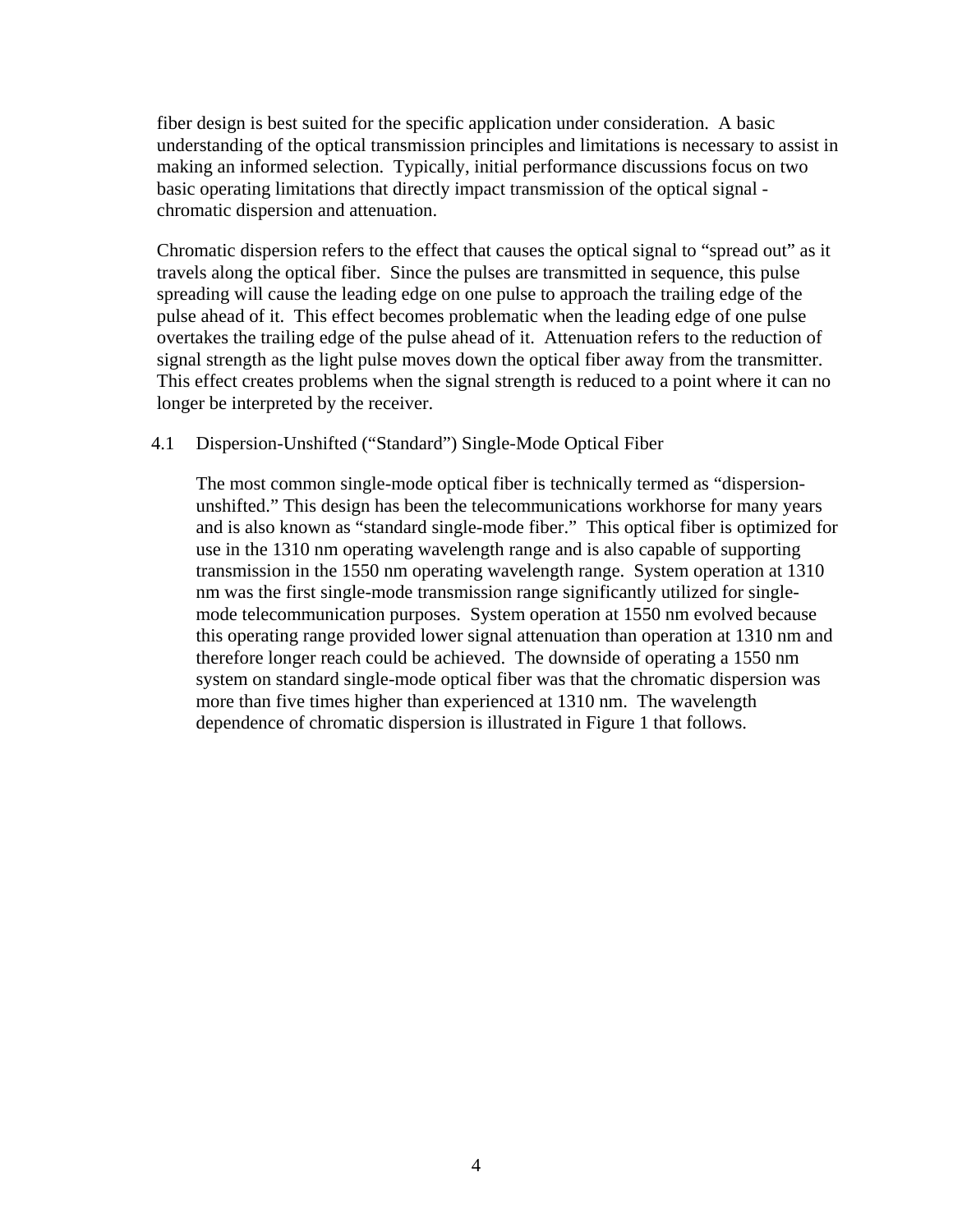fiber design is best suited for the specific application under consideration. A basic understanding of the optical transmission principles and limitations is necessary to assist in making an informed selection. Typically, initial performance discussions focus on two basic operating limitations that directly impact transmission of the optical signal - chromatic dispersion and attenuation.

Chromatic dispersion refers to the effect that causes the optical signal to "spread out" as it travels along the optical fiber. Since the pulses are transmitted in sequence, this pulse spreading will cause the leading edge on one pulse to approach the trailing edge of the pulse ahead of it. This effect becomes problematic when the leading edge of one pulse overtakes the trailing edge of the pulse ahead of it. Attenuation refers to the reduction of signal strength as the light pulse moves down the optical fiber away from the transmitter. This effect creates problems when the signal strength is reduced to a point where it can no longer be interpreted by the receiver.

### 4.1 Dispersion-Unshifted ("Standard") Single-Mode Optical Fiber

The most common single-mode optical fiber is technically termed as "dispersion-unshifted." This design has been the telecommunications workhorse for many years and is also known as "standard single-mode fiber." This optical fiber is optimized for use in the 1310 nm operating wavelength range and is also capable of supporting transmission in the 1550 nm operating wavelength range. System operation at 1310 nm was the first single-mode transmission range significantly utilized for single-mode telecommunication purposes. System operation at 1550 nm evolved because this operating range provided lower signal attenuation than operation at 1310 nm and therefore longer reach could be achieved. The downside of operating a 1550 nm system on standard single-mode optical fiber was that the chromatic dispersion was more than five times higher than experienced at 1310 nm. The wavelength dependence of chromatic dispersion is illustrated in Figure 1 that follows.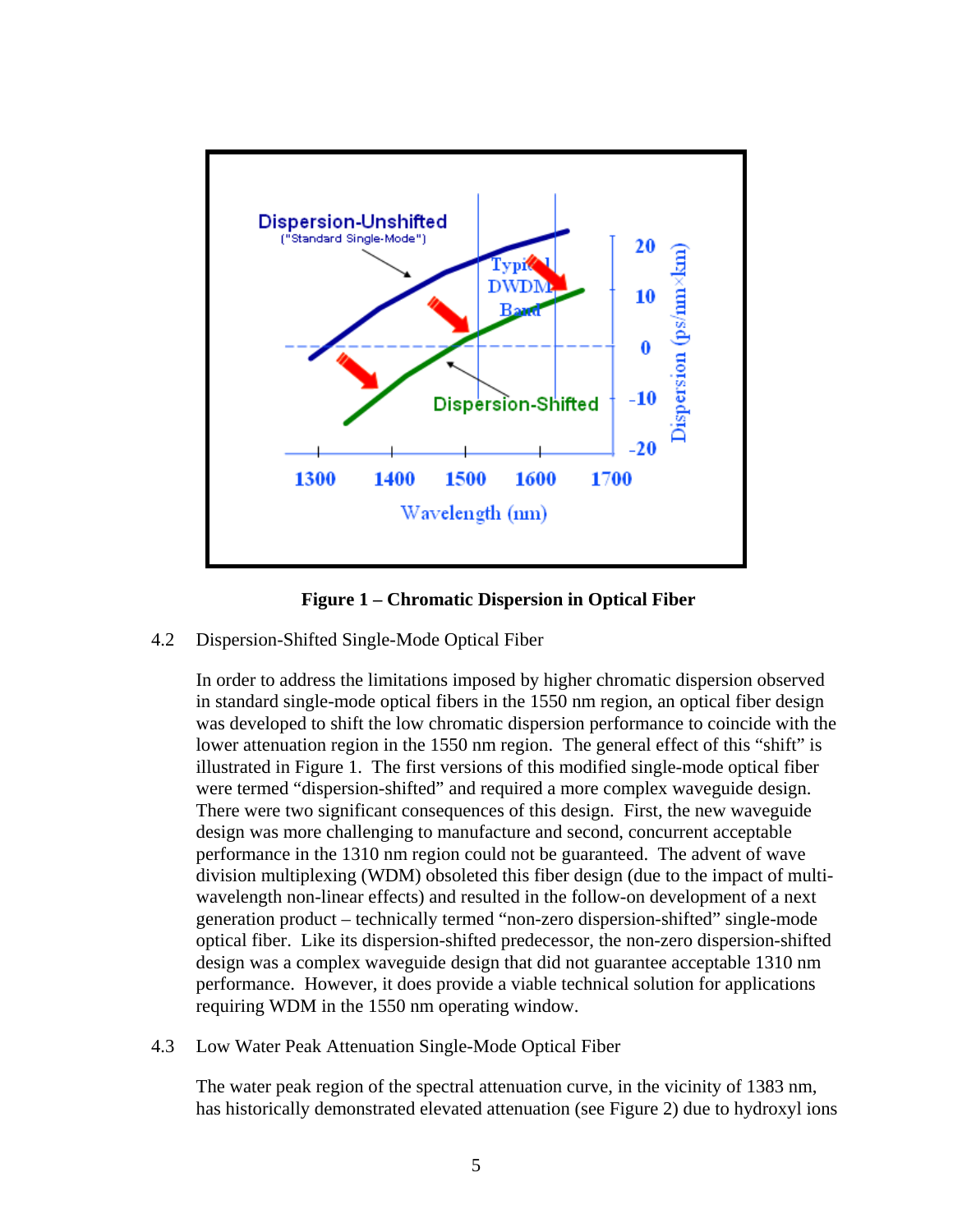**Figure 1 – Chromatic Dispersion in Optical Fiber**

4.2 Dispersion-Shifted Single-Mode Optical Fiber

In order to address the limitations imposed by higher chromatic dispersion observed in standard single-mode optical fibers in the 1550 nm region, an optical fiber design was developed to shift the low chromatic dispersion performance to coincide with the lower attenuation region in the 1550 nm region. The general effect of this "shift" is illustrated in Figure 1. The first versions of this modified single-mode optical fiber were termed "dispersion-shifted" and required a more complex waveguide design. There were two significant consequences of this design. First, the new waveguide design was more challenging to manufacture and second, concurrent acceptable performance in the 1310 nm region could not be guaranteed. The advent of wave division multiplexing (WDM) obsoleted this fiber design (due to the impact of multi-wavelength non-linear effects) and resulted in the follow-on development of a next generation product – technically termed "non-zero dispersion-shifted" single-mode optical fiber. Like its dispersion-shifted predecessor, the non-zero dispersion-shifted design was a complex waveguide design that did not guarantee acceptable 1310 nm performance. However, it does provide a viable technical solution for applications requiring WDM in the 1550 nm operating window.

4.3 Low Water Peak Attenuation Single-Mode Optical Fiber

The water peak region of the spectral attenuation curve, in the vicinity of 1383 nm, has historically demonstrated elevated attenuation (see Figure 2) due to hydroxyl ions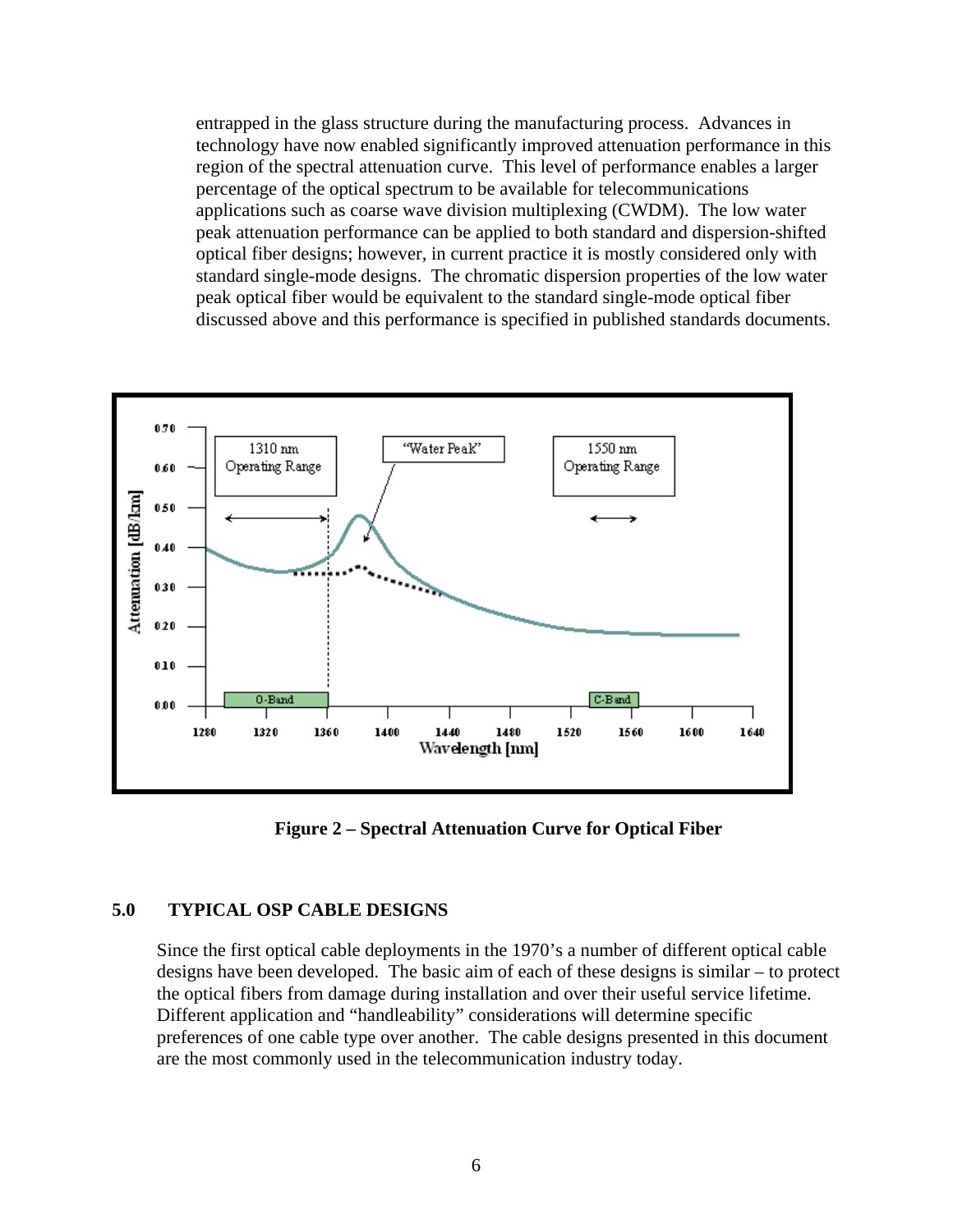entrapped in the glass structure during the manufacturing process. Advances in technology have now enabled significantly improved attenuation performance in this region of the spectral attenuation curve. This level of performance enables a larger percentage of the optical spectrum to be available for telecommunications applications such as coarse wave division multiplexing (CWDM). The low water peak attenuation performance can be applied to both standard and dispersion-shifted optical fiber designs; however, in current practice it is mostly considered only with standard single-mode designs. The chromatic dispersion properties of the low water peak optical fiber would be equivalent to the standard single-mode optical fiber discussed above and this performance is specified in published standards documents.

**Figure 2 – Spectral Attenuation Curve for Optical Fiber**

## 5.0 TYPICAL OSP CABLE DESIGNS

Since the first optical cable deployments in the 1970's a number of different optical cable designs have been developed. The basic aim of each of these designs is similar – to protect the optical fibers from damage during installation and over their useful service lifetime. Different application and "handleability" considerations will determine specific preferences of one cable type over another. The cable designs presented in this document are the most commonly used in the telecommunication industry today.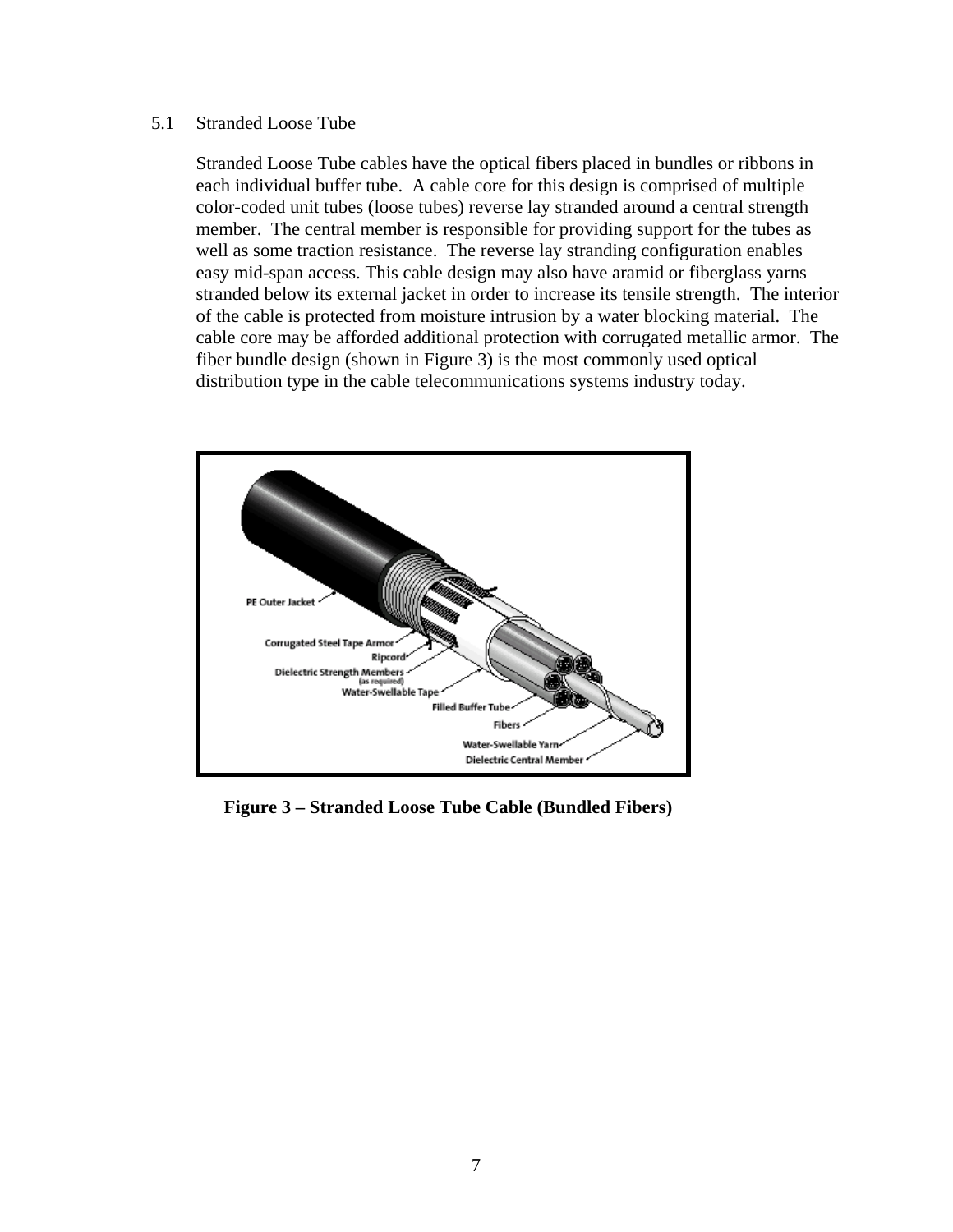## 5.1 Stranded Loose Tube

Stranded Loose Tube cables have the optical fibers placed in bundles or ribbons in each individual buffer tube. A cable core for this design is comprised of multiple color-coded unit tubes (loose tubes) reverse lay stranded around a central strength member. The central member is responsible for providing support for the tubes as well as some traction resistance. The reverse lay stranding configuration enables easy mid-span access. This cable design may also have aramid or fiberglass yarns stranded below its external jacket in order to increase its tensile strength. The interior of the cable is protected from moisture intrusion by a water blocking material. The cable core may be afforded additional protection with corrugated metallic armor. The fiber bundle design (shown in Figure 3) is the most commonly used optical distribution type in the cable telecommunications systems industry today.

**Figure 3 – Stranded Loose Tube Cable (Bundled Fibers)**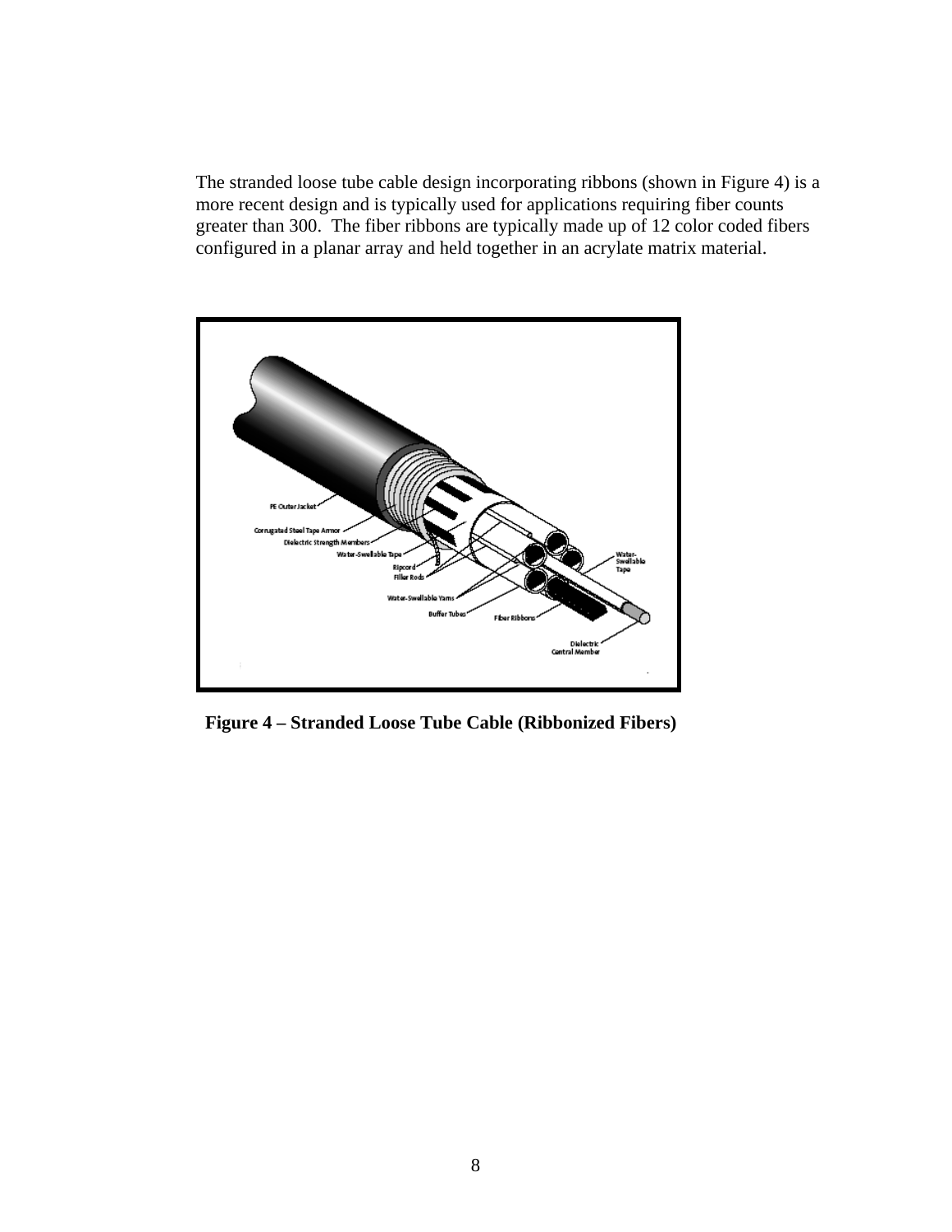The stranded loose tube cable design incorporating ribbons (shown in Figure 4) is a more recent design and is typically used for applications requiring fiber counts greater than 300. The fiber ribbons are typically made up of 12 color coded fibers configured in a planar array and held together in an acrylate matrix material.

**Figure 4 – Stranded Loose Tube Cable (Ribbonized Fibers)**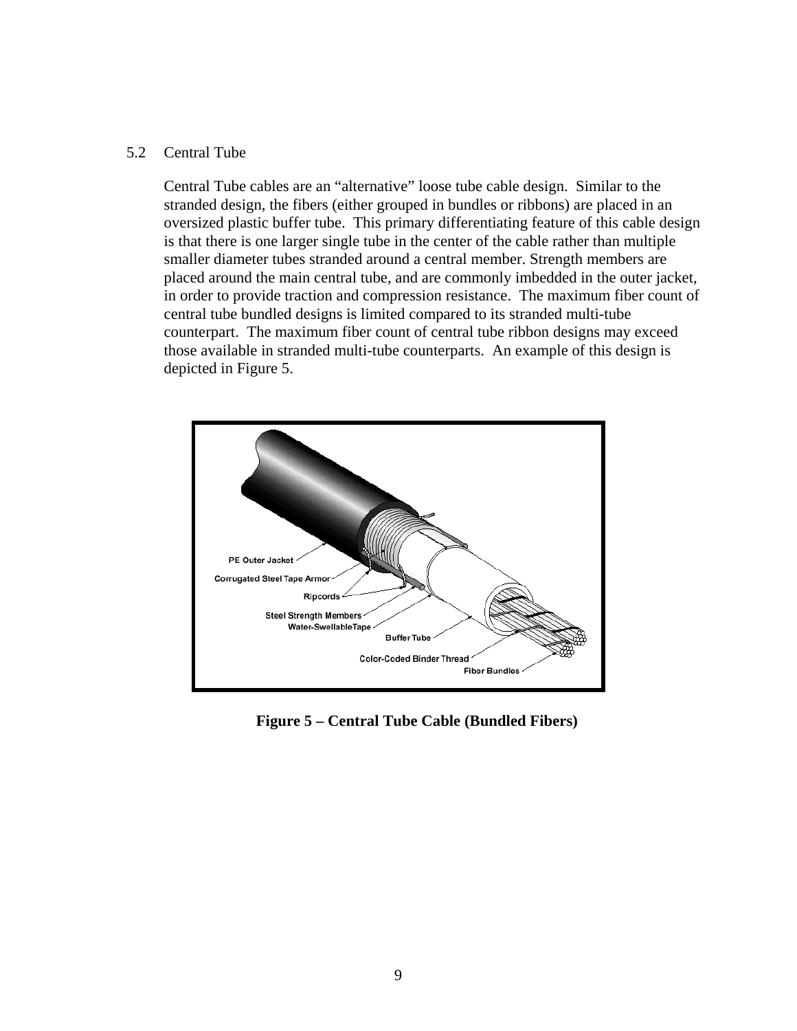## 5.2 Central Tube

Central Tube cables are an "alternative" loose tube cable design. Similar to the stranded design, the fibers (either grouped in bundles or ribbons) are placed in an oversized plastic buffer tube. This primary differentiating feature of this cable design is that there is one larger single tube in the center of the cable rather than multiple smaller diameter tubes stranded around a central member. Strength members are placed around the main central tube, and are commonly imbedded in the outer jacket, in order to provide traction and compression resistance. The maximum fiber count of central tube bundled designs is limited compared to its stranded multi-tube counterpart. The maximum fiber count of central tube ribbon designs may exceed those available in stranded multi-tube counterparts. An example of this design is depicted in Figure 5.

**Figure 5 – Central Tube Cable (Bundled Fibers)**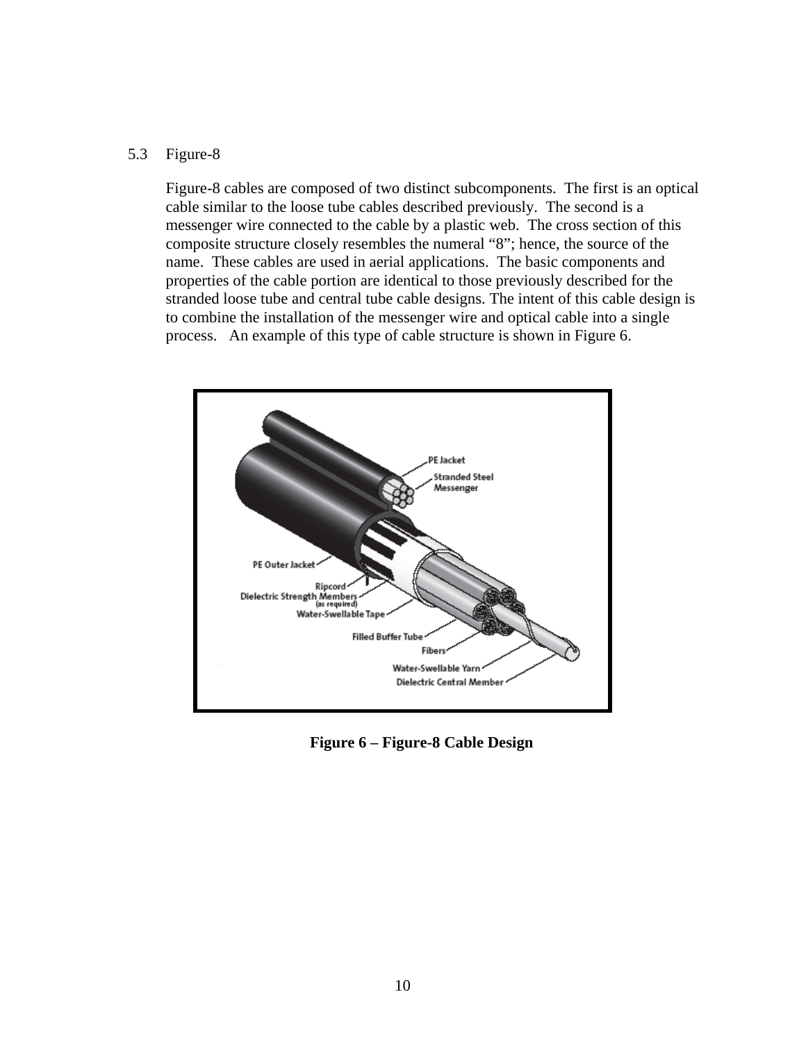## 5.3 Figure-8

Figure-8 cables are composed of two distinct subcomponents. The first is an optical cable similar to the loose tube cables described previously. The second is a messenger wire connected to the cable by a plastic web. The cross section of this composite structure closely resembles the numeral "8"; hence, the source of the name. These cables are used in aerial applications. The basic components and properties of the cable portion are identical to those previously described for the stranded loose tube and central tube cable designs. The intent of this cable design is to combine the installation of the messenger wire and optical cable into a single process. An example of this type of cable structure is shown in Figure 6.

**Figure 6 – Figure-8 Cable Design**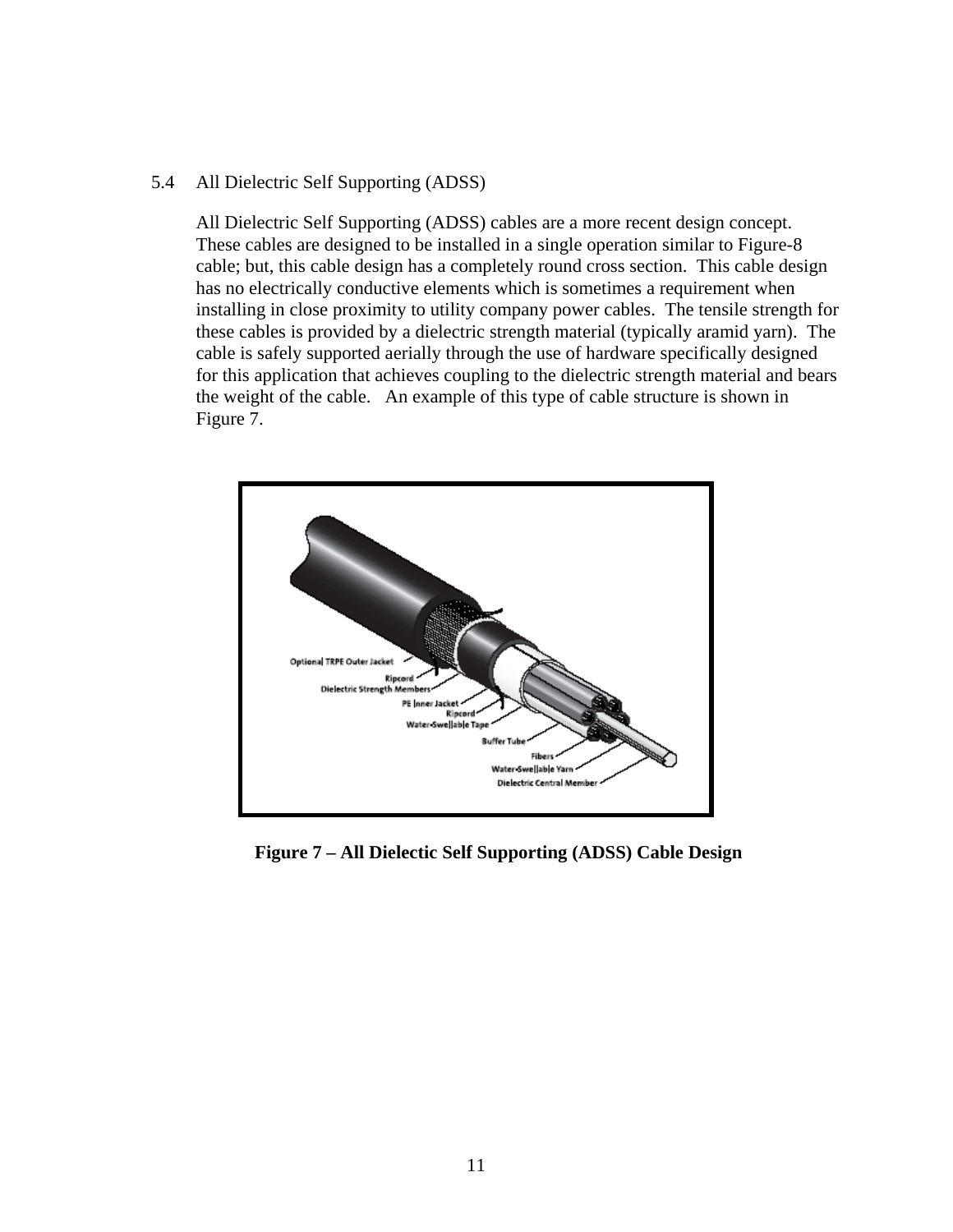## 5.4 All Dielectric Self Supporting (ADSS)

All Dielectric Self Supporting (ADSS) cables are a more recent design concept. These cables are designed to be installed in a single operation similar to Figure-8 cable; but, this cable design has a completely round cross section. This cable design has no electrically conductive elements which is sometimes a requirement when installing in close proximity to utility company power cables. The tensile strength for these cables is provided by a dielectric strength material (typically aramid yarn). The cable is safely supported aerially through the use of hardware specifically designed for this application that achieves coupling to the dielectric strength material and bears the weight of the cable. An example of this type of cable structure is shown in Figure 7.

**Figure 7 – All Dielectic Self Supporting (ADSS) Cable Design**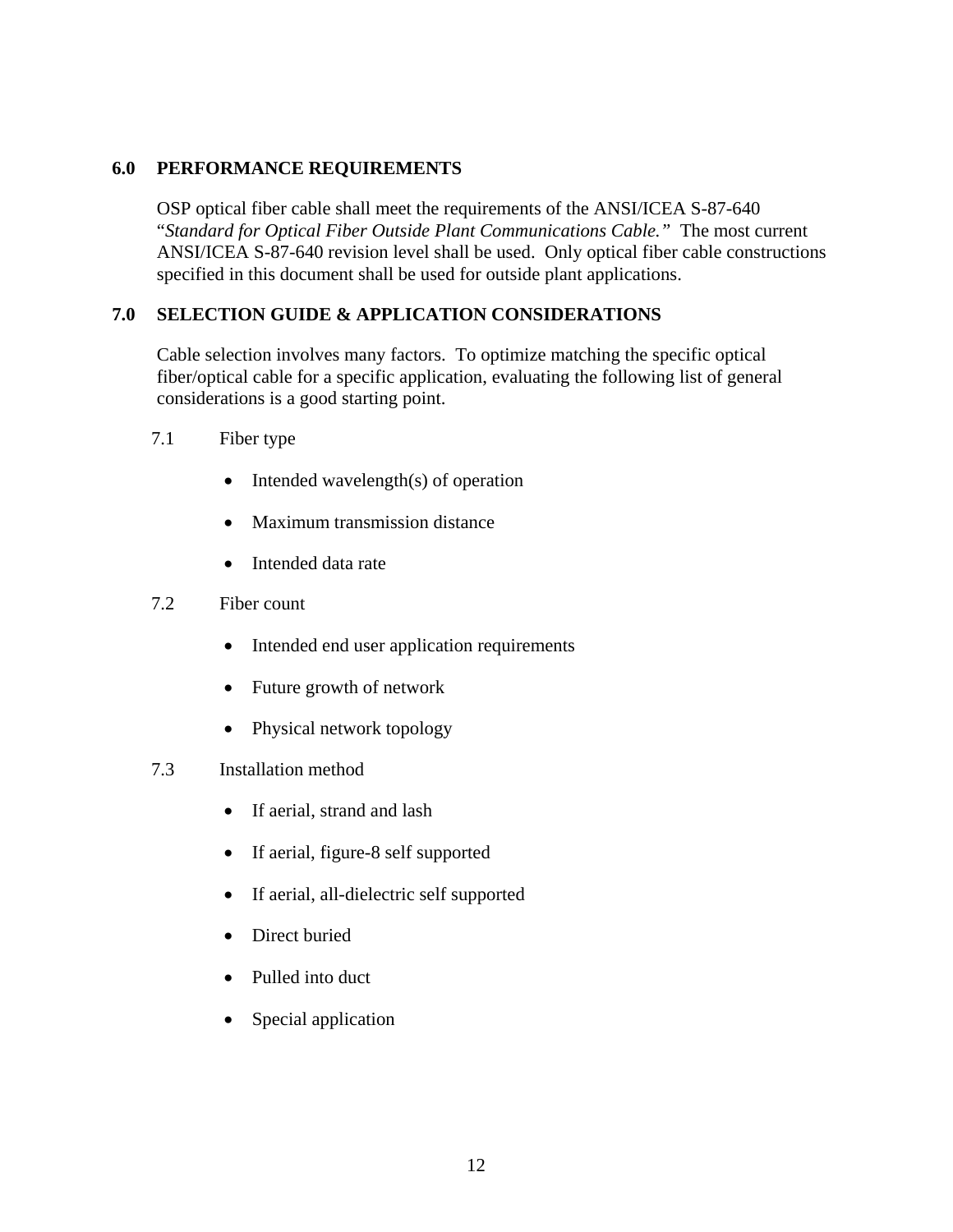## 6.0 PERFORMANCE REQUIREMENTS

OSP optical fiber cable shall meet the requirements of the ANSI/ICEA S-87-640 "*Standard for Optical Fiber Outside Plant Communications Cable.*" The most current ANSI/ICEA S-87-640 revision level shall be used. Only optical fiber cable constructions specified in this document shall be used for outside plant applications.

## 7.0 SELECTION GUIDE & APPLICATION CONSIDERATIONS

Cable selection involves many factors. To optimize matching the specific optical fiber/optical cable for a specific application, evaluating the following list of general considerations is a good starting point.

### 7.1 Fiber type

- Intended wavelength(s) of operation
- Maximum transmission distance
- Intended data rate

### 7.2 Fiber count

- Intended end user application requirements
- Future growth of network
- Physical network topology

### 7.3 Installation method

- If aerial, strand and lash
- If aerial, figure-8 self supported
- If aerial, all-dielectric self supported
- Direct buried
- Pulled into duct
- Special application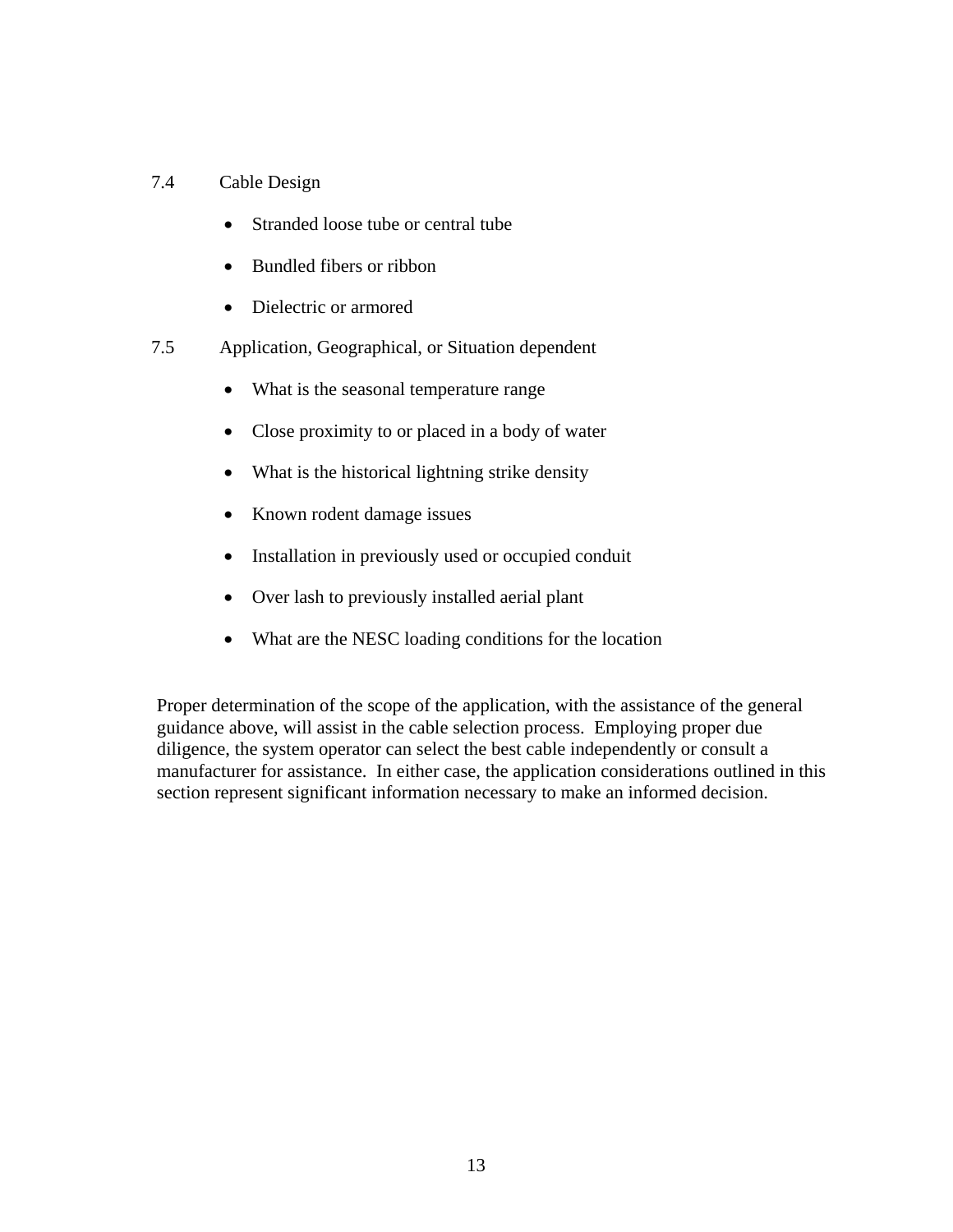### 7.4 Cable Design

- Stranded loose tube or central tube
- Bundled fibers or ribbon
- Dielectric or armored

### 7.5 Application, Geographical, or Situation dependent

- What is the seasonal temperature range
- Close proximity to or placed in a body of water
- What is the historical lightning strike density
- Known rodent damage issues
- Installation in previously used or occupied conduit
- Over lash to previously installed aerial plant
- What are the NESC loading conditions for the location

Proper determination of the scope of the application, with the assistance of the general guidance above, will assist in the cable selection process. Employing proper due diligence, the system operator can select the best cable independently or consult a manufacturer for assistance. In either case, the application considerations outlined in this section represent significant information necessary to make an informed decision.